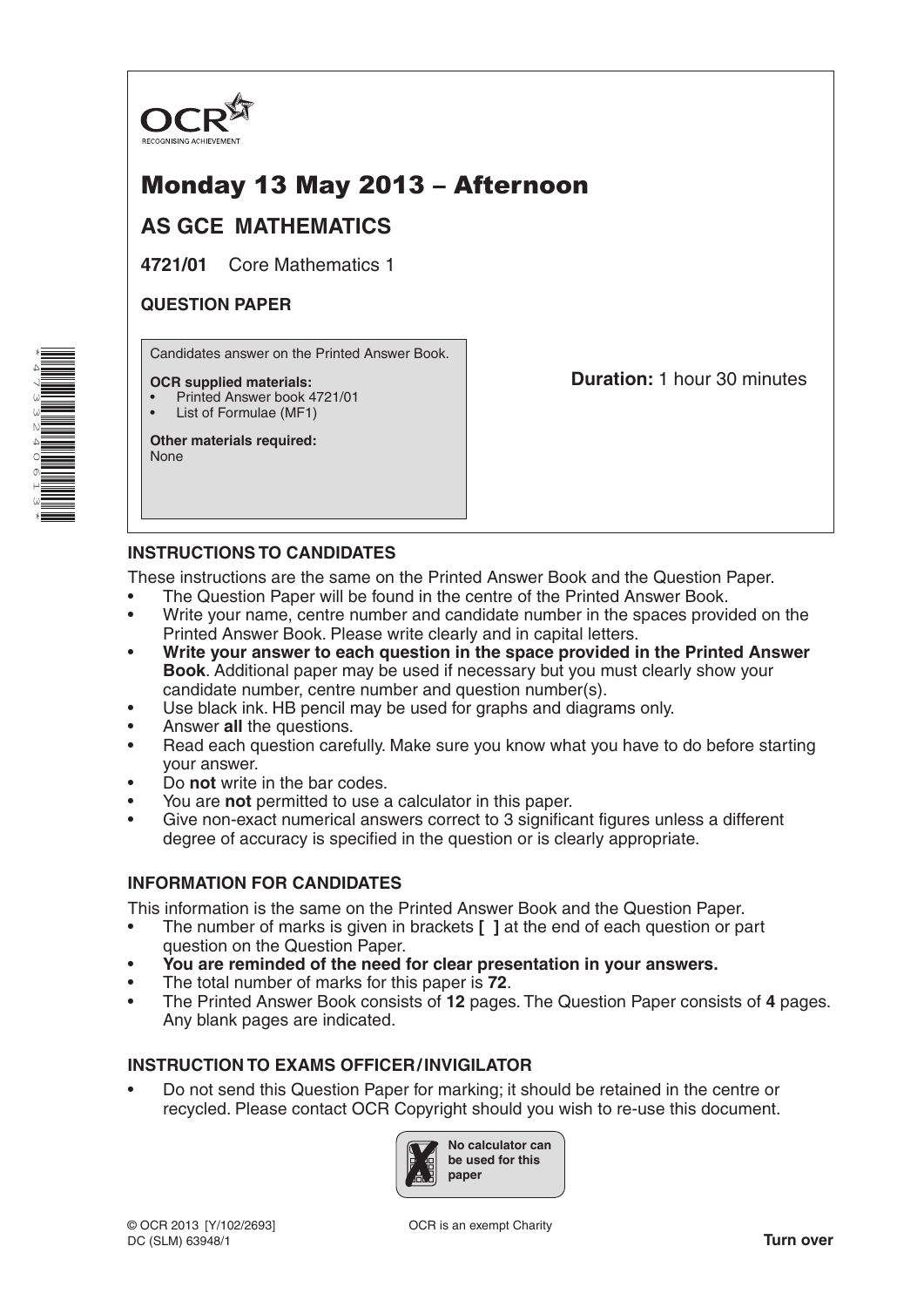OCR
RECOGNISING ACHIEVEMENT

# Monday 13 May 2013 – Afternoon

## AS GCE MATHEMATICS

**4721/01** Core Mathematics 1

**QUESTION PAPER**

Candidates answer on the Printed Answer Book.

**OCR supplied materials:**
- Printed Answer book 4721/01
- List of Formulae (MF1)

**Other materials required:**
None

**Duration:** 1 hour 30 minutes

### INSTRUCTIONS TO CANDIDATES

These instructions are the same on the Printed Answer Book and the Question Paper.

- The Question Paper will be found in the centre of the Printed Answer Book.
- Write your name, centre number and candidate number in the spaces provided on the Printed Answer Book. Please write clearly and in capital letters.
- **Write your answer to each question in the space provided in the Printed Answer Book**. Additional paper may be used if necessary but you must clearly show your candidate number, centre number and question number(s).
- Use black ink. HB pencil may be used for graphs and diagrams only.
- Answer **all** the questions.
- Read each question carefully. Make sure you know what you have to do before starting your answer.
- Do **not** write in the bar codes.
- You are **not** permitted to use a calculator in this paper.
- Give non-exact numerical answers correct to 3 significant figures unless a different degree of accuracy is specified in the question or is clearly appropriate.

### INFORMATION FOR CANDIDATES

This information is the same on the Printed Answer Book and the Question Paper.

- The number of marks is given in brackets **[ ]** at the end of each question or part question on the Question Paper.
- **You are reminded of the need for clear presentation in your answers.**
- The total number of marks for this paper is **72**.
- The Printed Answer Book consists of **12** pages. The Question Paper consists of **4** pages. Any blank pages are indicated.

### INSTRUCTION TO EXAMS OFFICER / INVIGILATOR

- Do not send this Question Paper for marking; it should be retained in the centre or recycled. Please contact OCR Copyright should you wish to re-use this document.

**No calculator can be used for this paper**

© OCR 2013 [Y/102/2693]
DC (SLM) 63948/1

OCR is an exempt Charity

**Turn over**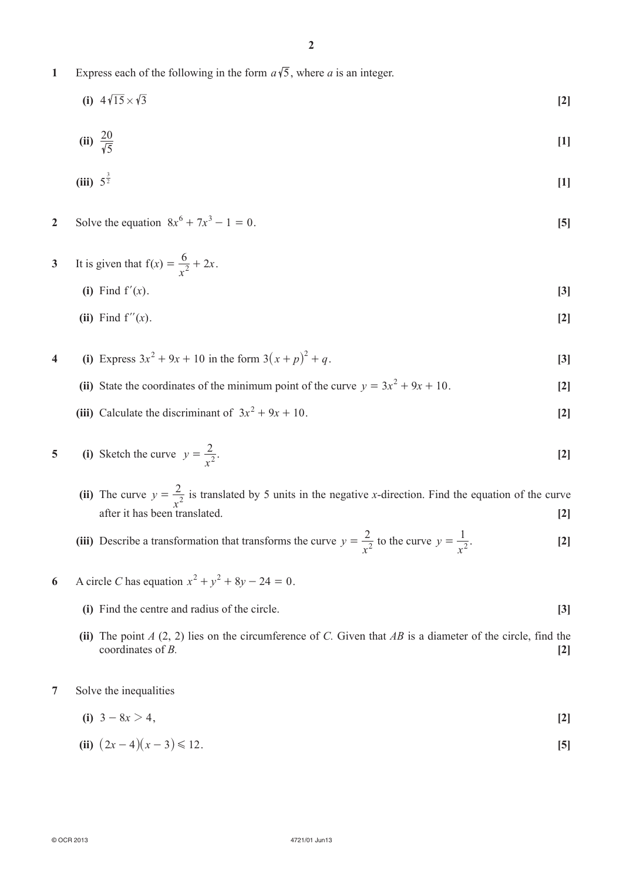**1** Express each of the following in the form $a\sqrt{5}$, where $a$ is an integer.

**(i)** $4\sqrt{15} \times \sqrt{3}$ **[2]**

**(ii)** $\dfrac{20}{\sqrt{5}}$ **[1]**

**(iii)** $5^{\frac{3}{2}}$ **[1]**

**2** Solve the equation $8x^6 + 7x^3 - 1 = 0$. **[5]**

**3** It is given that $f(x) = \dfrac{6}{x^2} + 2x$.

**(i)** Find $f'(x)$. **[3]**

**(ii)** Find $f''(x)$. **[2]**

**4** **(i)** Express $3x^2 + 9x + 10$ in the form $3(x + p)^2 + q$. **[3]**

**(ii)** State the coordinates of the minimum point of the curve $y = 3x^2 + 9x + 10$. **[2]**

**(iii)** Calculate the discriminant of $3x^2 + 9x + 10$. **[2]**

**5** **(i)** Sketch the curve $y = \dfrac{2}{x^2}$. **[2]**

**(ii)** The curve $y = \dfrac{2}{x^2}$ is translated by 5 units in the negative $x$-direction. Find the equation of the curve after it has been translated. **[2]**

**(iii)** Describe a transformation that transforms the curve $y = \dfrac{2}{x^2}$ to the curve $y = \dfrac{1}{x^2}$. **[2]**

**6** A circle $C$ has equation $x^2 + y^2 + 8y - 24 = 0$.

**(i)** Find the centre and radius of the circle. **[3]**

**(ii)** The point $A$ (2, 2) lies on the circumference of $C$. Given that $AB$ is a diameter of the circle, find the coordinates of $B$. **[2]**

**7** Solve the inequalities

**(i)** $3 - 8x > 4$, **[2]**

**(ii)** $(2x - 4)(x - 3) \leqslant 12$. **[5]**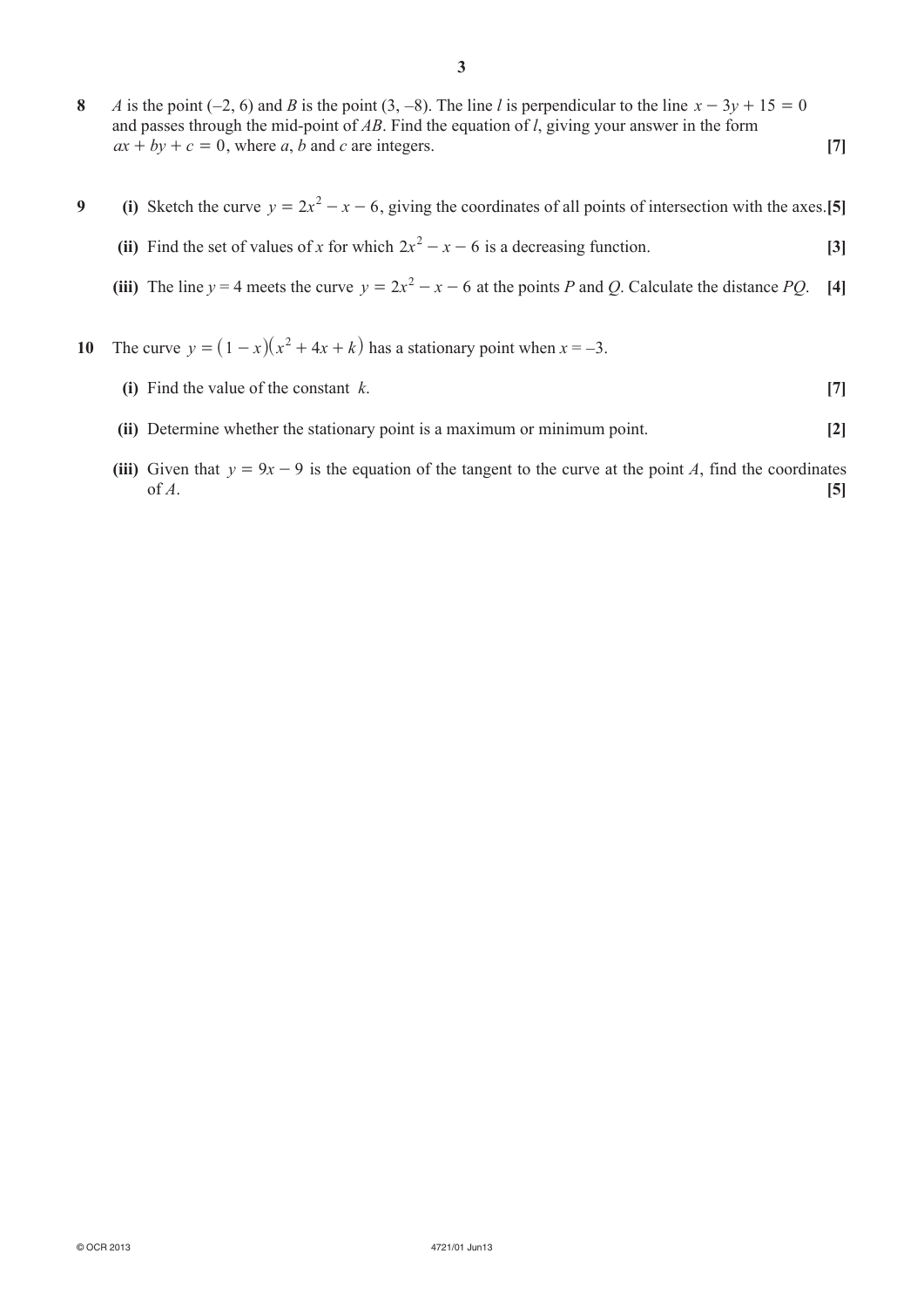**8** $A$ is the point $(-2, 6)$ and $B$ is the point $(3, -8)$. The line $l$ is perpendicular to the line $x - 3y + 15 = 0$ and passes through the mid-point of $AB$. Find the equation of $l$, giving your answer in the form $ax + by + c = 0$, where $a$, $b$ and $c$ are integers. **[7]**

**9** **(i)** Sketch the curve $y = 2x^2 - x - 6$, giving the coordinates of all points of intersection with the axes. **[5]**

**(ii)** Find the set of values of $x$ for which $2x^2 - x - 6$ is a decreasing function. **[3]**

**(iii)** The line $y = 4$ meets the curve $y = 2x^2 - x - 6$ at the points $P$ and $Q$. Calculate the distance $PQ$. **[4]**

**10** The curve $y = (1 - x)(x^2 + 4x + k)$ has a stationary point when $x = -3$.

**(i)** Find the value of the constant $k$. **[7]**

**(ii)** Determine whether the stationary point is a maximum or minimum point. **[2]**

**(iii)** Given that $y = 9x - 9$ is the equation of the tangent to the curve at the point $A$, find the coordinates of $A$. **[5]**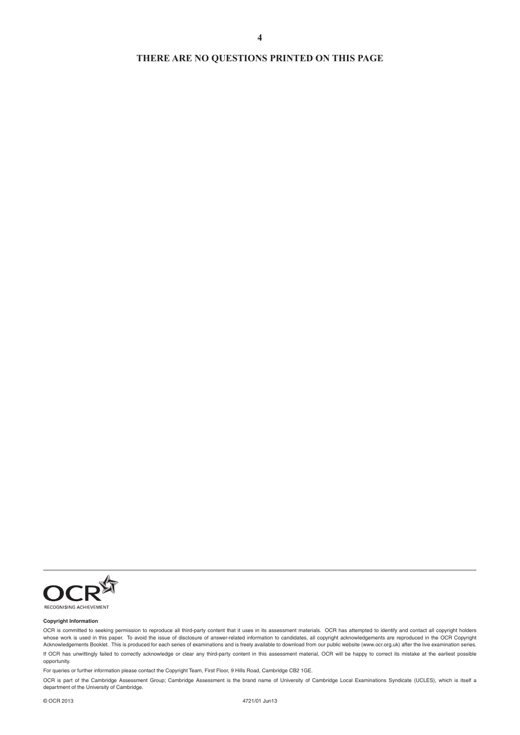**THERE ARE NO QUESTIONS PRINTED ON THIS PAGE**

OCR

RECOGNISING ACHIEVEMENT

**Copyright Information**

OCR is committed to seeking permission to reproduce all third-party content that it uses in its assessment materials. OCR has attempted to identify and contact all copyright holders whose work is used in this paper. To avoid the issue of disclosure of answer-related information to candidates, all copyright acknowledgements are reproduced in the OCR Copyright Acknowledgements Booklet. This is produced for each series of examinations and is freely available to download from our public website (www.ocr.org.uk) after the live examination series.

If OCR has unwittingly failed to correctly acknowledge or clear any third-party content in this assessment material, OCR will be happy to correct its mistake at the earliest possible opportunity.

For queries or further information please contact the Copyright Team, First Floor, 9 Hills Road, Cambridge CB2 1GE.

OCR is part of the Cambridge Assessment Group; Cambridge Assessment is the brand name of University of Cambridge Local Examinations Syndicate (UCLES), which is itself a department of the University of Cambridge.

© OCR 2013 4721/01 Jun13